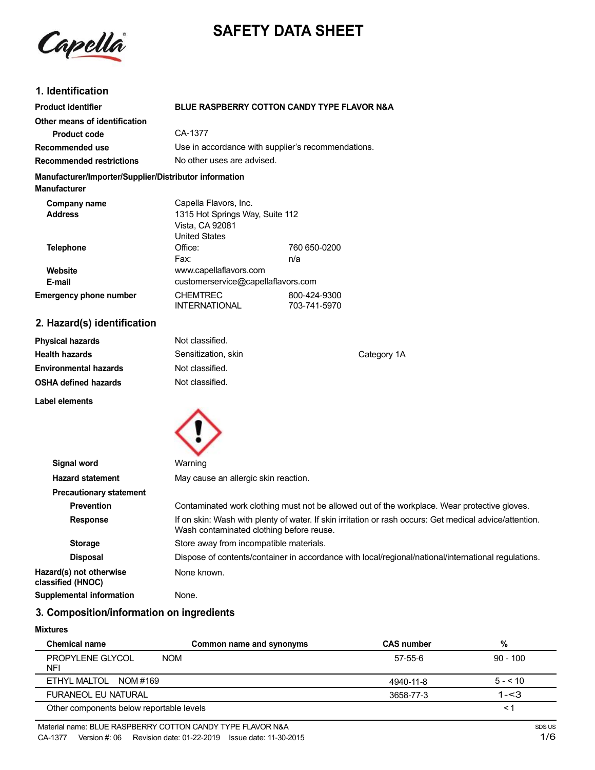# SAFETY DATA SHEET

## 1. Identification

| | |
|---|---|
| **Product identifier** | **BLUE RASPBERRY COTTON CANDY TYPE FLAVOR N&A** |
| **Other means of identification** | |
| **Product code** | CA-1377 |
| **Recommended use** | Use in accordance with supplier's recommendations. |
| **Recommended restrictions** | No other uses are advised. |

**Manufacturer/Importer/Supplier/Distributor information**

**Manufacturer**

| | | |
|---|---|---|
| **Company name** | Capella Flavors, Inc. | |
| **Address** | 1315 Hot Springs Way, Suite 112<br>Vista, CA 92081<br>United States | |
| **Telephone** | Office: | 760 650-0200 |
| | Fax: | n/a |
| **Website** | www.capellaflavors.com | |
| **E-mail** | customerservice@capellaflavors.com | |
| **Emergency phone number** | CHEMTREC | 800-424-9300 |
| | INTERNATIONAL | 703-741-5970 |

## 2. Hazard(s) identification

| | | |
|---|---|---|
| **Physical hazards** | Not classified. | |
| **Health hazards** | Sensitization, skin | Category 1A |
| **Environmental hazards** | Not classified. | |
| **OSHA defined hazards** | Not classified. | |

**Label elements**

| | |
|---|---|
| **Signal word** | Warning |
| **Hazard statement** | May cause an allergic skin reaction. |
| **Precautionary statement** | |
| **Prevention** | Contaminated work clothing must not be allowed out of the workplace. Wear protective gloves. |
| **Response** | If on skin: Wash with plenty of water. If skin irritation or rash occurs: Get medical advice/attention. Wash contaminated clothing before reuse. |
| **Storage** | Store away from incompatible materials. |
| **Disposal** | Dispose of contents/container in accordance with local/regional/national/international regulations. |
| **Hazard(s) not otherwise classified (HNOC)** | None known. |
| **Supplemental information** | None. |

## 3. Composition/information on ingredients

**Mixtures**

| Chemical name | Common name and synonyms | CAS number | % |
|---|---|---|---|
| PROPYLENE GLYCOL NFI | NOM | 57-55-6 | 90 - 100 |
| ETHYL MALTOL NOM #169 | | 4940-11-8 | 5 - < 10 |
| FURANEOL EU NATURAL | | 3658-77-3 | 1-<3 |
| Other components below reportable levels | | | < 1 |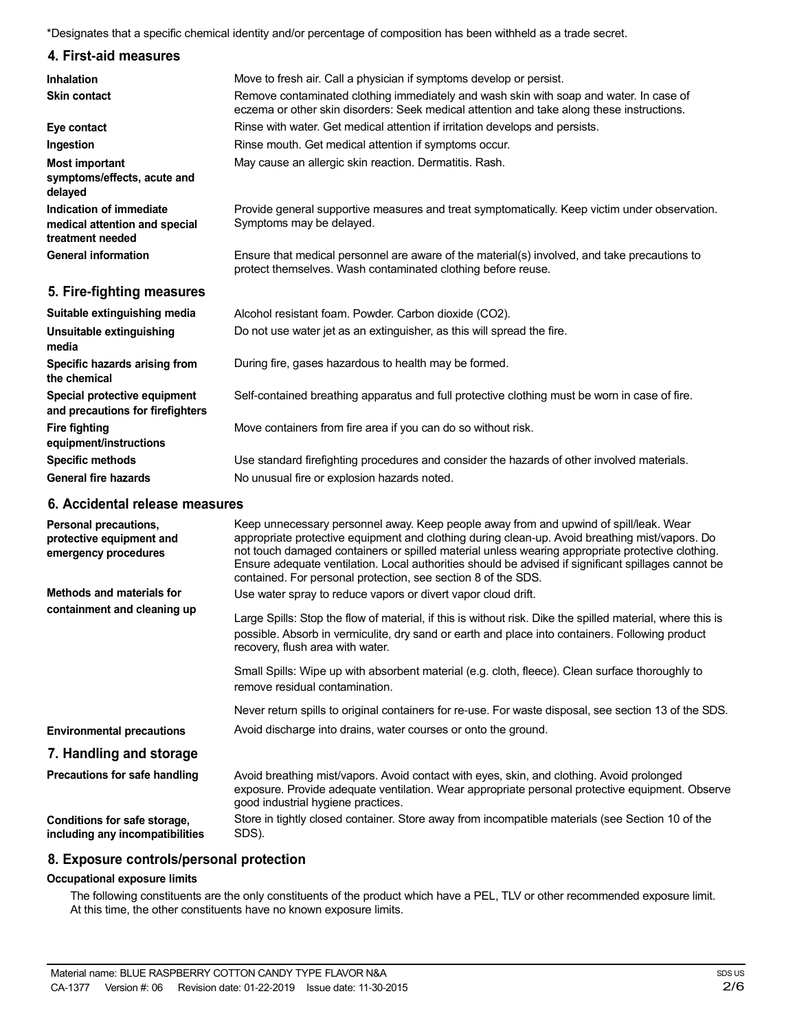*Designates that a specific chemical identity and/or percentage of composition has been withheld as a trade secret.

## 4. First-aid measures

**Inhalation**
Move to fresh air. Call a physician if symptoms develop or persist.

**Skin contact**
Remove contaminated clothing immediately and wash skin with soap and water. In case of eczema or other skin disorders: Seek medical attention and take along these instructions.

**Eye contact**
Rinse with water. Get medical attention if irritation develops and persists.

**Ingestion**
Rinse mouth. Get medical attention if symptoms occur.

**Most important symptoms/effects, acute and delayed**
May cause an allergic skin reaction. Dermatitis. Rash.

**Indication of immediate medical attention and special treatment needed**
Provide general supportive measures and treat symptomatically. Keep victim under observation. Symptoms may be delayed.

**General information**
Ensure that medical personnel are aware of the material(s) involved, and take precautions to protect themselves. Wash contaminated clothing before reuse.

## 5. Fire-fighting measures

**Suitable extinguishing media**
Alcohol resistant foam. Powder. Carbon dioxide ($CO_2$).

**Unsuitable extinguishing media**
Do not use water jet as an extinguisher, as this will spread the fire.

**Specific hazards arising from the chemical**
During fire, gases hazardous to health may be formed.

**Special protective equipment and precautions for firefighters**
Self-contained breathing apparatus and full protective clothing must be worn in case of fire.

**Fire fighting equipment/instructions**
Move containers from fire area if you can do so without risk.

**Specific methods**
Use standard firefighting procedures and consider the hazards of other involved materials.

**General fire hazards**
No unusual fire or explosion hazards noted.

## 6. Accidental release measures

**Personal precautions, protective equipment and emergency procedures**
Keep unnecessary personnel away. Keep people away from and upwind of spill/leak. Wear appropriate protective equipment and clothing during clean-up. Avoid breathing mist/vapors. Do not touch damaged containers or spilled material unless wearing appropriate protective clothing. Ensure adequate ventilation. Local authorities should be advised if significant spillages cannot be contained. For personal protection, see section 8 of the SDS.

**Methods and materials for containment and cleaning up**
Use water spray to reduce vapors or divert vapor cloud drift.

Large Spills: Stop the flow of material, if this is without risk. Dike the spilled material, where this is possible. Absorb in vermiculite, dry sand or earth and place into containers. Following product recovery, flush area with water.

Small Spills: Wipe up with absorbent material (e.g. cloth, fleece). Clean surface thoroughly to remove residual contamination.

Never return spills to original containers for re-use. For waste disposal, see section 13 of the SDS.

**Environmental precautions**
Avoid discharge into drains, water courses or onto the ground.

## 7. Handling and storage

**Precautions for safe handling**
Avoid breathing mist/vapors. Avoid contact with eyes, skin, and clothing. Avoid prolonged exposure. Provide adequate ventilation. Wear appropriate personal protective equipment. Observe good industrial hygiene practices.

**Conditions for safe storage, including any incompatibilities**
Store in tightly closed container. Store away from incompatible materials (see Section 10 of the SDS).

## 8. Exposure controls/personal protection

**Occupational exposure limits**

The following constituents are the only constituents of the product which have a PEL, TLV or other recommended exposure limit. At this time, the other constituents have no known exposure limits.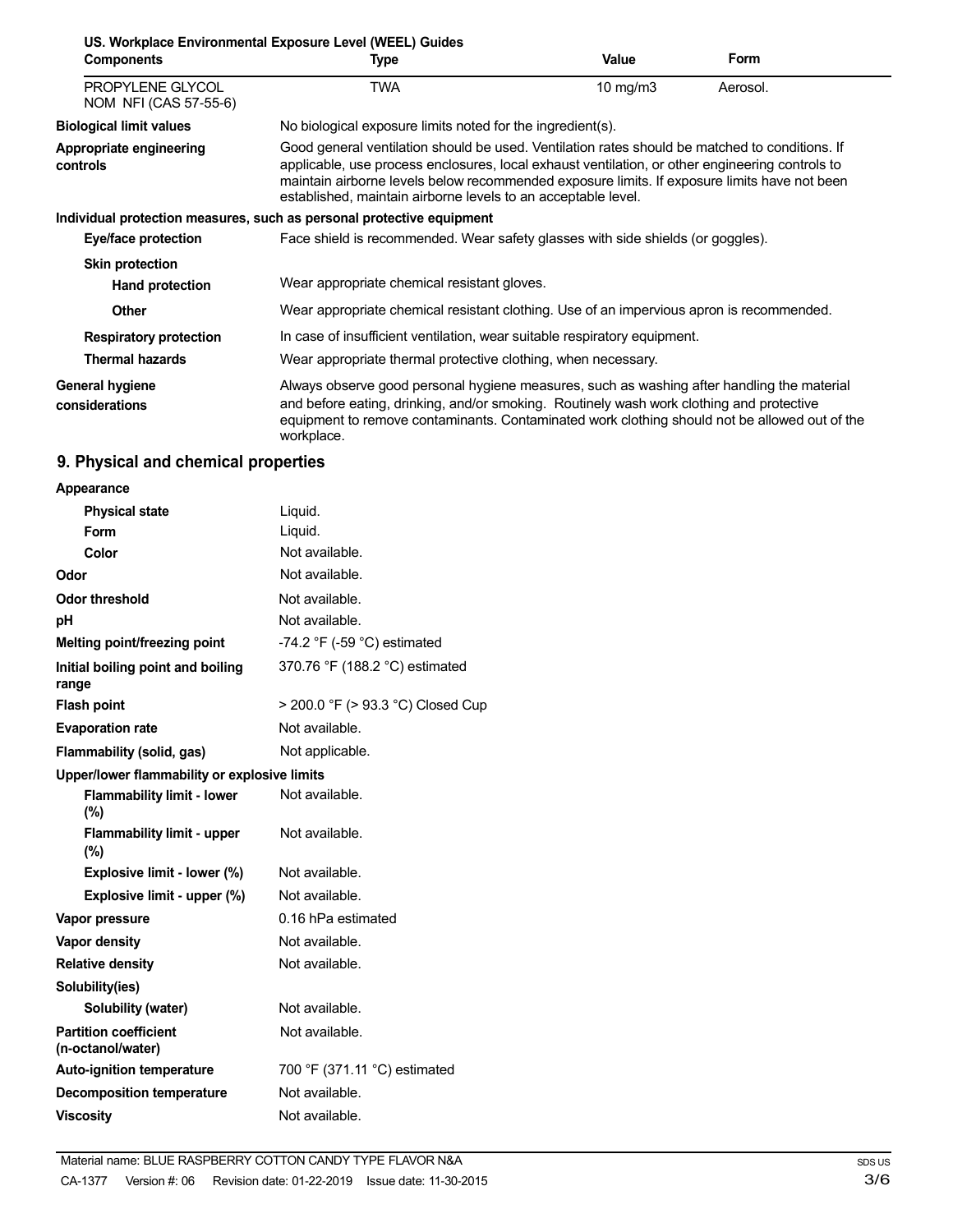**US. Workplace Environmental Exposure Level (WEEL) Guides**

| Components | Type | Value | Form |
|---|---|---|---|
| PROPYLENE GLYCOL NOM NFI (CAS 57-55-6) | TWA | 10 mg/m3 | Aerosol. |

| | |
|---|---|
| **Biological limit values** | No biological exposure limits noted for the ingredient(s). |
| **Appropriate engineering controls** | Good general ventilation should be used. Ventilation rates should be matched to conditions. If applicable, use process enclosures, local exhaust ventilation, or other engineering controls to maintain airborne levels below recommended exposure limits. If exposure limits have not been established, maintain airborne levels to an acceptable level. |

**Individual protection measures, such as personal protective equipment**

| | |
|---|---|
| **Eye/face protection** | Face shield is recommended. Wear safety glasses with side shields (or goggles). |
| **Skin protection** | |
| **Hand protection** | Wear appropriate chemical resistant gloves. |
| **Other** | Wear appropriate chemical resistant clothing. Use of an impervious apron is recommended. |
| **Respiratory protection** | In case of insufficient ventilation, wear suitable respiratory equipment. |
| **Thermal hazards** | Wear appropriate thermal protective clothing, when necessary. |
| **General hygiene considerations** | Always observe good personal hygiene measures, such as washing after handling the material and before eating, drinking, and/or smoking. Routinely wash work clothing and protective equipment to remove contaminants. Contaminated work clothing should not be allowed out of the workplace. |

## 9. Physical and chemical properties

| | |
|---|---|
| **Appearance** | |
| **Physical state** | Liquid. |
| **Form** | Liquid. |
| **Color** | Not available. |
| **Odor** | Not available. |
| **Odor threshold** | Not available. |
| **pH** | Not available. |
| **Melting point/freezing point** | -74.2 °F (-59 °C) estimated |
| **Initial boiling point and boiling range** | 370.76 °F (188.2 °C) estimated |
| **Flash point** | > 200.0 °F (> 93.3 °C) Closed Cup |
| **Evaporation rate** | Not available. |
| **Flammability (solid, gas)** | Not applicable. |
| **Upper/lower flammability or explosive limits** | |
| **Flammability limit - lower (%)** | Not available. |
| **Flammability limit - upper (%)** | Not available. |
| **Explosive limit - lower (%)** | Not available. |
| **Explosive limit - upper (%)** | Not available. |
| **Vapor pressure** | 0.16 hPa estimated |
| **Vapor density** | Not available. |
| **Relative density** | Not available. |
| **Solubility(ies)** | |
| **Solubility (water)** | Not available. |
| **Partition coefficient (n-octanol/water)** | Not available. |
| **Auto-ignition temperature** | 700 °F (371.11 °C) estimated |
| **Decomposition temperature** | Not available. |
| **Viscosity** | Not available. |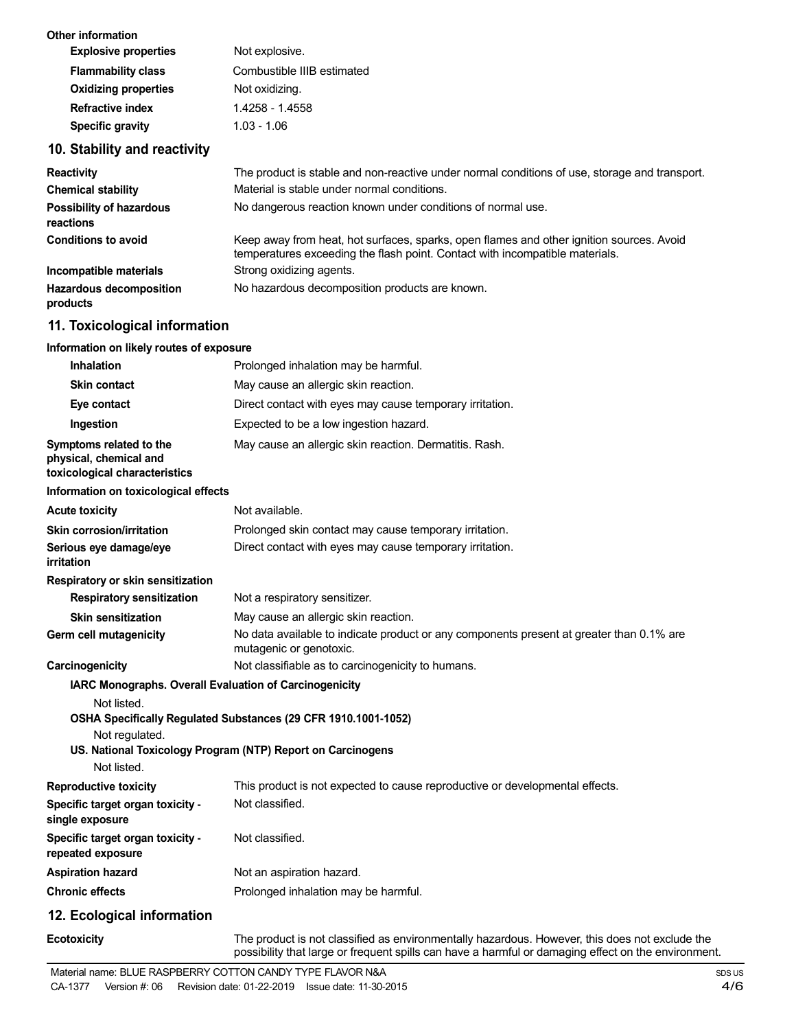**Other information**

| | |
|---|---|
| **Explosive properties** | Not explosive. |
| **Flammability class** | Combustible IIIB estimated |
| **Oxidizing properties** | Not oxidizing. |
| **Refractive index** | 1.4258 - 1.4558 |
| **Specific gravity** | 1.03 - 1.06 |

## 10. Stability and reactivity

| | |
|---|---|
| **Reactivity** | The product is stable and non-reactive under normal conditions of use, storage and transport. |
| **Chemical stability** | Material is stable under normal conditions. |
| **Possibility of hazardous reactions** | No dangerous reaction known under conditions of normal use. |
| **Conditions to avoid** | Keep away from heat, hot surfaces, sparks, open flames and other ignition sources. Avoid temperatures exceeding the flash point. Contact with incompatible materials. |
| **Incompatible materials** | Strong oxidizing agents. |
| **Hazardous decomposition products** | No hazardous decomposition products are known. |

## 11. Toxicological information

**Information on likely routes of exposure**

| | |
|---|---|
| **Inhalation** | Prolonged inhalation may be harmful. |
| **Skin contact** | May cause an allergic skin reaction. |
| **Eye contact** | Direct contact with eyes may cause temporary irritation. |
| **Ingestion** | Expected to be a low ingestion hazard. |
| **Symptoms related to the physical, chemical and toxicological characteristics** | May cause an allergic skin reaction. Dermatitis. Rash. |

**Information on toxicological effects**

| | |
|---|---|
| **Acute toxicity** | Not available. |
| **Skin corrosion/irritation** | Prolonged skin contact may cause temporary irritation. |
| **Serious eye damage/eye irritation** | Direct contact with eyes may cause temporary irritation. |

**Respiratory or skin sensitization**

| | |
|---|---|
| **Respiratory sensitization** | Not a respiratory sensitizer. |
| **Skin sensitization** | May cause an allergic skin reaction. |
| **Germ cell mutagenicity** | No data available to indicate product or any components present at greater than 0.1% are mutagenic or genotoxic. |
| **Carcinogenicity** | Not classifiable as to carcinogenicity to humans. |

**IARC Monographs. Overall Evaluation of Carcinogenicity**

Not listed.

**OSHA Specifically Regulated Substances (29 CFR 1910.1001-1052)**

Not regulated.

**US. National Toxicology Program (NTP) Report on Carcinogens**

Not listed.

| | |
|---|---|
| **Reproductive toxicity** | This product is not expected to cause reproductive or developmental effects. |
| **Specific target organ toxicity - single exposure** | Not classified. |
| **Specific target organ toxicity - repeated exposure** | Not classified. |
| **Aspiration hazard** | Not an aspiration hazard. |
| **Chronic effects** | Prolonged inhalation may be harmful. |

## 12. Ecological information

| | |
|---|---|
| **Ecotoxicity** | The product is not classified as environmentally hazardous. However, this does not exclude the possibility that large or frequent spills can have a harmful or damaging effect on the environment. |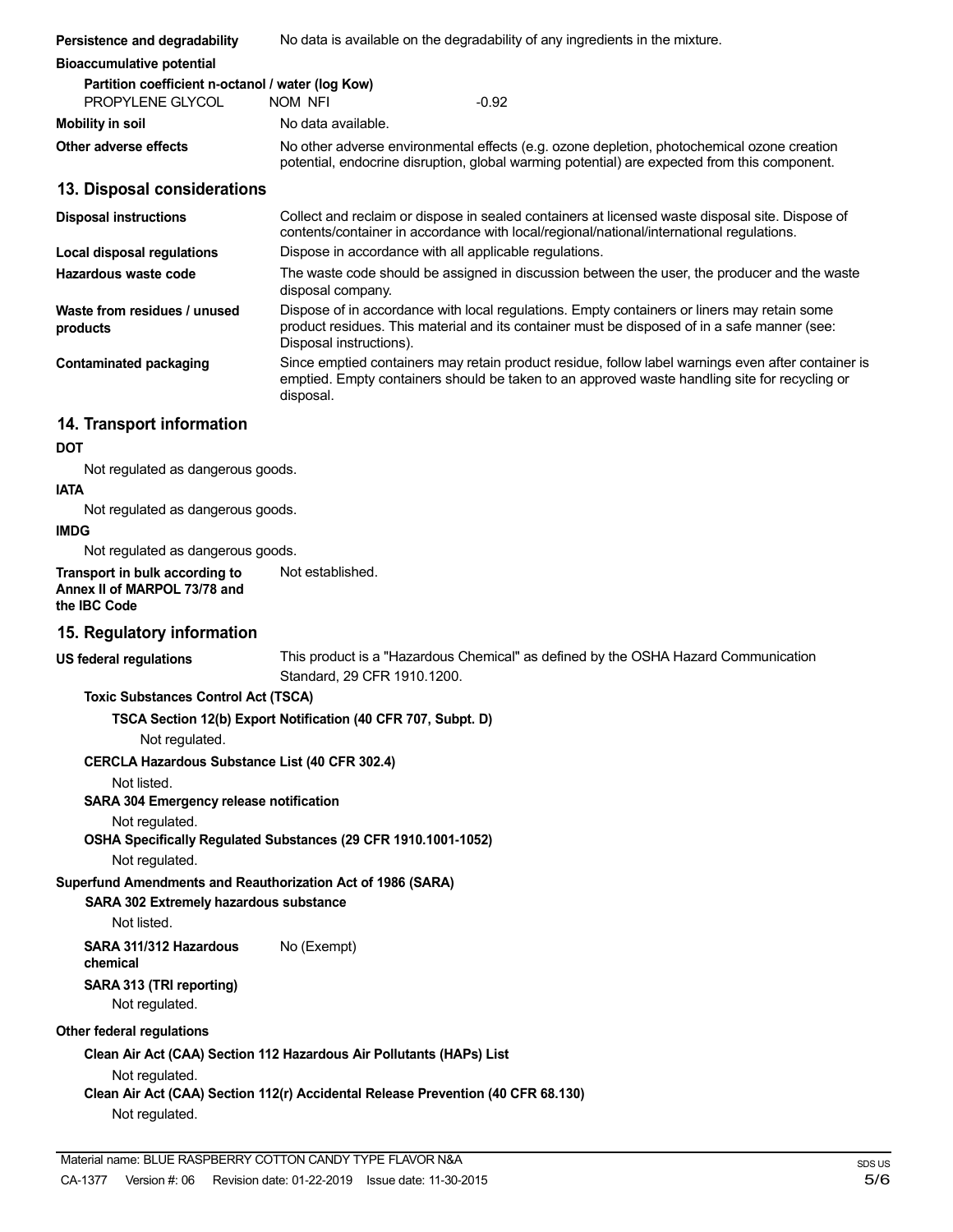**Persistence and degradability** No data is available on the degradability of any ingredients in the mixture.

**Bioaccumulative potential**

**Partition coefficient n-octanol / water (log Kow)**

| | | |
|---|---|---|
| PROPYLENE GLYCOL | NOM NFI | -0.92 |

**Mobility in soil** No data available.

**Other adverse effects** No other adverse environmental effects (e.g. ozone depletion, photochemical ozone creation potential, endocrine disruption, global warming potential) are expected from this component.

## 13. Disposal considerations

**Disposal instructions** Collect and reclaim or dispose in sealed containers at licensed waste disposal site. Dispose of contents/container in accordance with local/regional/national/international regulations.

**Local disposal regulations** Dispose in accordance with all applicable regulations.

**Hazardous waste code** The waste code should be assigned in discussion between the user, the producer and the waste disposal company.

**Waste from residues / unused products** Dispose of in accordance with local regulations. Empty containers or liners may retain some product residues. This material and its container must be disposed of in a safe manner (see: Disposal instructions).

**Contaminated packaging** Since emptied containers may retain product residue, follow label warnings even after container is emptied. Empty containers should be taken to an approved waste handling site for recycling or disposal.

## 14. Transport information

**DOT**

Not regulated as dangerous goods.

**IATA**

Not regulated as dangerous goods.

**IMDG**

Not regulated as dangerous goods.

**Transport in bulk according to Annex II of MARPOL 73/78 and the IBC Code** Not established.

## 15. Regulatory information

**US federal regulations** This product is a "Hazardous Chemical" as defined by the OSHA Hazard Communication Standard, 29 CFR 1910.1200.

**Toxic Substances Control Act (TSCA)**

**TSCA Section 12(b) Export Notification (40 CFR 707, Subpt. D)**

Not regulated.

**CERCLA Hazardous Substance List (40 CFR 302.4)**

Not listed.

**SARA 304 Emergency release notification**

Not regulated.

**OSHA Specifically Regulated Substances (29 CFR 1910.1001-1052)**

Not regulated.

**Superfund Amendments and Reauthorization Act of 1986 (SARA)**

**SARA 302 Extremely hazardous substance**

Not listed.

**SARA 311/312 Hazardous chemical** No (Exempt)

**SARA 313 (TRI reporting)**

Not regulated.

**Other federal regulations**

**Clean Air Act (CAA) Section 112 Hazardous Air Pollutants (HAPs) List**

Not regulated.

**Clean Air Act (CAA) Section 112(r) Accidental Release Prevention (40 CFR 68.130)**

Not regulated.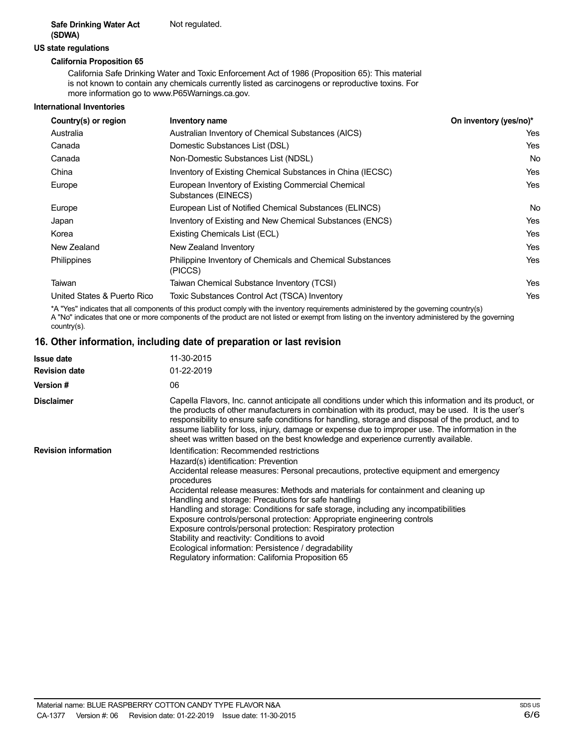**Safe Drinking Water Act (SDWA)** Not regulated.

**US state regulations**

**California Proposition 65**

California Safe Drinking Water and Toxic Enforcement Act of 1986 (Proposition 65): This material is not known to contain any chemicals currently listed as carcinogens or reproductive toxins. For more information go to www.P65Warnings.ca.gov.

**International Inventories**

| Country(s) or region | Inventory name | On inventory (yes/no)* |
|---|---|---|
| Australia | Australian Inventory of Chemical Substances (AICS) | Yes |
| Canada | Domestic Substances List (DSL) | Yes |
| Canada | Non-Domestic Substances List (NDSL) | No |
| China | Inventory of Existing Chemical Substances in China (IECSC) | Yes |
| Europe | European Inventory of Existing Commercial Chemical Substances (EINECS) | Yes |
| Europe | European List of Notified Chemical Substances (ELINCS) | No |
| Japan | Inventory of Existing and New Chemical Substances (ENCS) | Yes |
| Korea | Existing Chemicals List (ECL) | Yes |
| New Zealand | New Zealand Inventory | Yes |
| Philippines | Philippine Inventory of Chemicals and Chemical Substances (PICCS) | Yes |
| Taiwan | Taiwan Chemical Substance Inventory (TCSI) | Yes |
| United States & Puerto Rico | Toxic Substances Control Act (TSCA) Inventory | Yes |

*A "Yes" indicates that all components of this product comply with the inventory requirements administered by the governing country(s)
A "No" indicates that one or more components of the product are not listed or exempt from listing on the inventory administered by the governing country(s).

## 16. Other information, including date of preparation or last revision

**Issue date** 11-30-2015

**Revision date** 01-22-2019

**Version #** 06

**Disclaimer** Capella Flavors, Inc. cannot anticipate all conditions under which this information and its product, or the products of other manufacturers in combination with its product, may be used. It is the user's responsibility to ensure safe conditions for handling, storage and disposal of the product, and to assume liability for loss, injury, damage or expense due to improper use. The information in the sheet was written based on the best knowledge and experience currently available.

**Revision information**

Identification: Recommended restrictions
Hazard(s) identification: Prevention
Accidental release measures: Personal precautions, protective equipment and emergency procedures
Accidental release measures: Methods and materials for containment and cleaning up
Handling and storage: Precautions for safe handling
Handling and storage: Conditions for safe storage, including any incompatibilities
Exposure controls/personal protection: Appropriate engineering controls
Exposure controls/personal protection: Respiratory protection
Stability and reactivity: Conditions to avoid
Ecological information: Persistence / degradability
Regulatory information: California Proposition 65